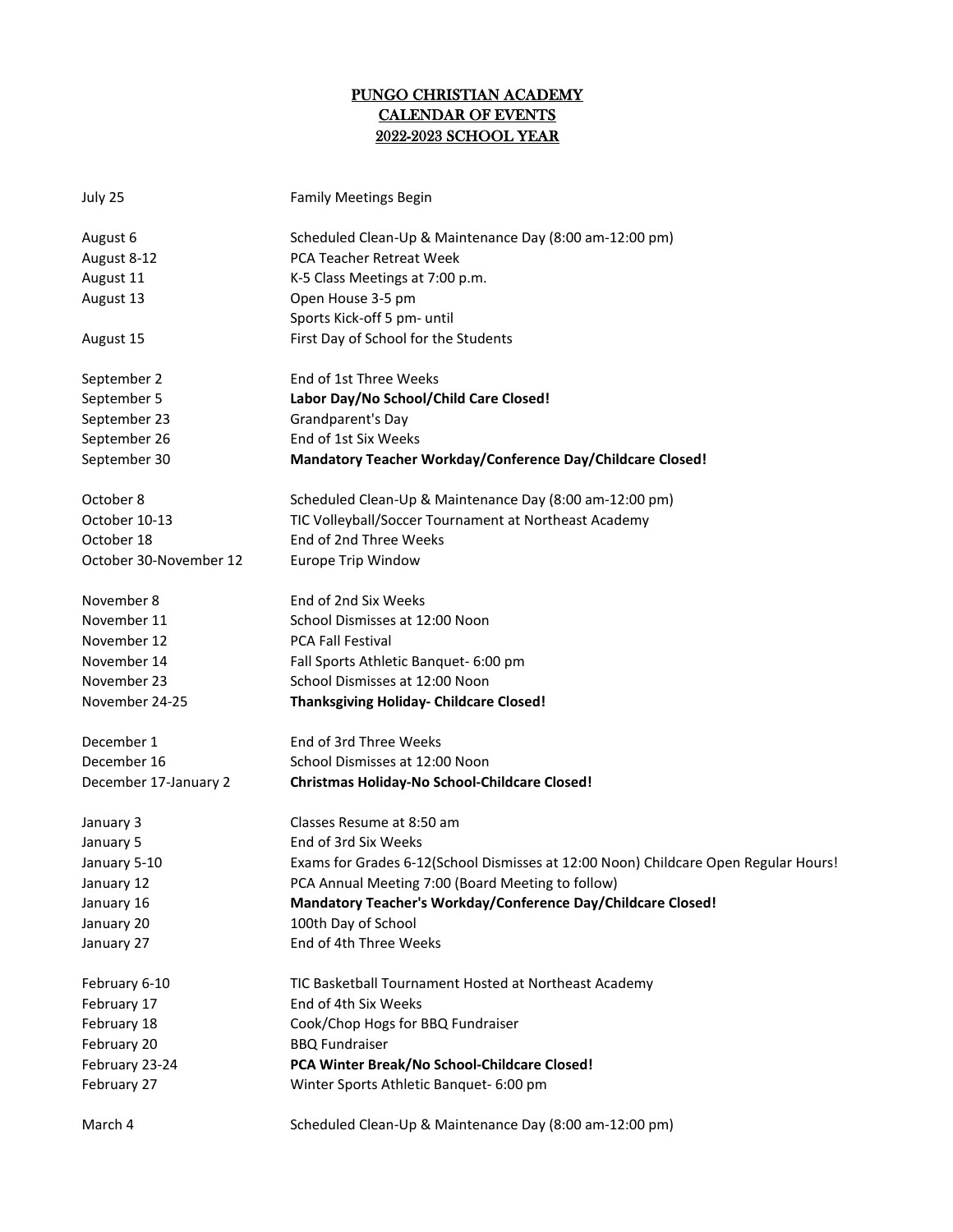# PUNGO CHRISTIAN ACADEMY
# CALENDAR OF EVENTS
# 2022-2023 SCHOOL YEAR

| | |
|---|---|
| July 25 | Family Meetings Begin |
| | |
| August 6 | Scheduled Clean-Up & Maintenance Day (8:00 am-12:00 pm) |
| August 8-12 | PCA Teacher Retreat Week |
| August 11 | K-5 Class Meetings at 7:00 p.m. |
| August 13 | Open House 3-5 pm |
| | Sports Kick-off 5 pm- until |
| August 15 | First Day of School for the Students |
| | |
| September 2 | End of 1st Three Weeks |
| September 5 | **Labor Day/No School/Child Care Closed!** |
| September 23 | Grandparent's Day |
| September 26 | End of 1st Six Weeks |
| September 30 | **Mandatory Teacher Workday/Conference Day/Childcare Closed!** |
| | |
| October 8 | Scheduled Clean-Up & Maintenance Day (8:00 am-12:00 pm) |
| October 10-13 | TIC Volleyball/Soccer Tournament at Northeast Academy |
| October 18 | End of 2nd Three Weeks |
| October 30-November 12 | Europe Trip Window |
| | |
| November 8 | End of 2nd Six Weeks |
| November 11 | School Dismisses at 12:00 Noon |
| November 12 | PCA Fall Festival |
| November 14 | Fall Sports Athletic Banquet- 6:00 pm |
| November 23 | School Dismisses at 12:00 Noon |
| November 24-25 | **Thanksgiving Holiday- Childcare Closed!** |
| | |
| December 1 | End of 3rd Three Weeks |
| December 16 | School Dismisses at 12:00 Noon |
| December 17-January 2 | **Christmas Holiday-No School-Childcare Closed!** |
| | |
| January 3 | Classes Resume at 8:50 am |
| January 5 | End of 3rd Six Weeks |
| January 5-10 | Exams for Grades 6-12(School Dismisses at 12:00 Noon) Childcare Open Regular Hours! |
| January 12 | PCA Annual Meeting 7:00 (Board Meeting to follow) |
| January 16 | **Mandatory Teacher's Workday/Conference Day/Childcare Closed!** |
| January 20 | 100th Day of School |
| January 27 | End of 4th Three Weeks |
| | |
| February 6-10 | TIC Basketball Tournament Hosted at Northeast Academy |
| February 17 | End of 4th Six Weeks |
| February 18 | Cook/Chop Hogs for BBQ Fundraiser |
| February 20 | BBQ Fundraiser |
| February 23-24 | **PCA Winter Break/No School-Childcare Closed!** |
| February 27 | Winter Sports Athletic Banquet- 6:00 pm |
| | |
| March 4 | Scheduled Clean-Up & Maintenance Day (8:00 am-12:00 pm) |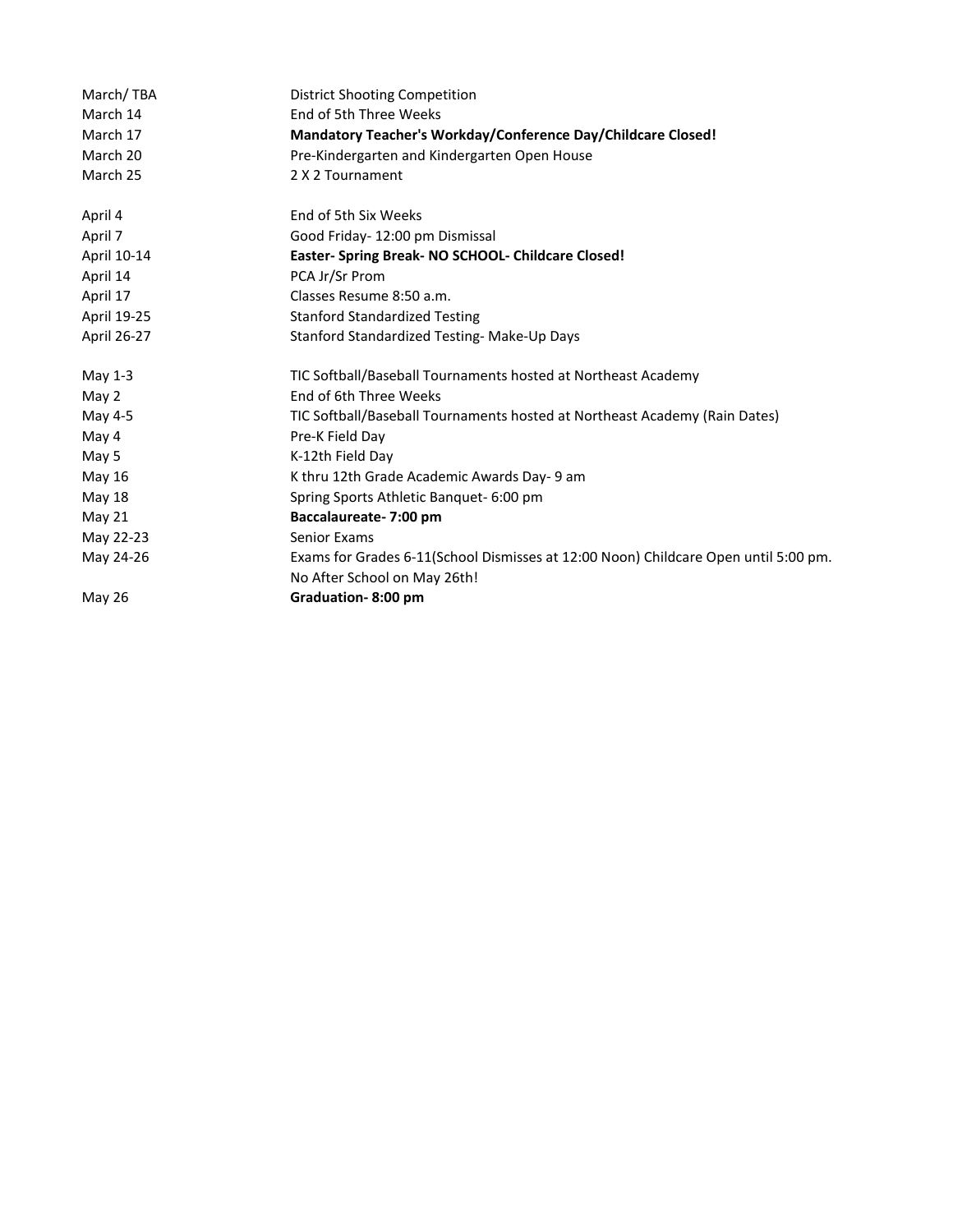| | |
|---|---|
| March/ TBA | District Shooting Competition |
| March 14 | End of 5th Three Weeks |
| March 17 | **Mandatory Teacher's Workday/Conference Day/Childcare Closed!** |
| March 20 | Pre-Kindergarten and Kindergarten Open House |
| March 25 | 2 X 2 Tournament |
| April 4 | End of 5th Six Weeks |
| April 7 | Good Friday- 12:00 pm Dismissal |
| April 10-14 | **Easter- Spring Break- NO SCHOOL- Childcare Closed!** |
| April 14 | PCA Jr/Sr Prom |
| April 17 | Classes Resume 8:50 a.m. |
| April 19-25 | Stanford Standardized Testing |
| April 26-27 | Stanford Standardized Testing- Make-Up Days |
| May 1-3 | TIC Softball/Baseball Tournaments hosted at Northeast Academy |
| May 2 | End of 6th Three Weeks |
| May 4-5 | TIC Softball/Baseball Tournaments hosted at Northeast Academy (Rain Dates) |
| May 4 | Pre-K Field Day |
| May 5 | K-12th Field Day |
| May 16 | K thru 12th Grade Academic Awards Day- 9 am |
| May 18 | Spring Sports Athletic Banquet- 6:00 pm |
| May 21 | **Baccalaureate- 7:00 pm** |
| May 22-23 | Senior Exams |
| May 24-26 | Exams for Grades 6-11(School Dismisses at 12:00 Noon) Childcare Open until 5:00 pm. No After School on May 26th! |
| May 26 | **Graduation- 8:00 pm** |